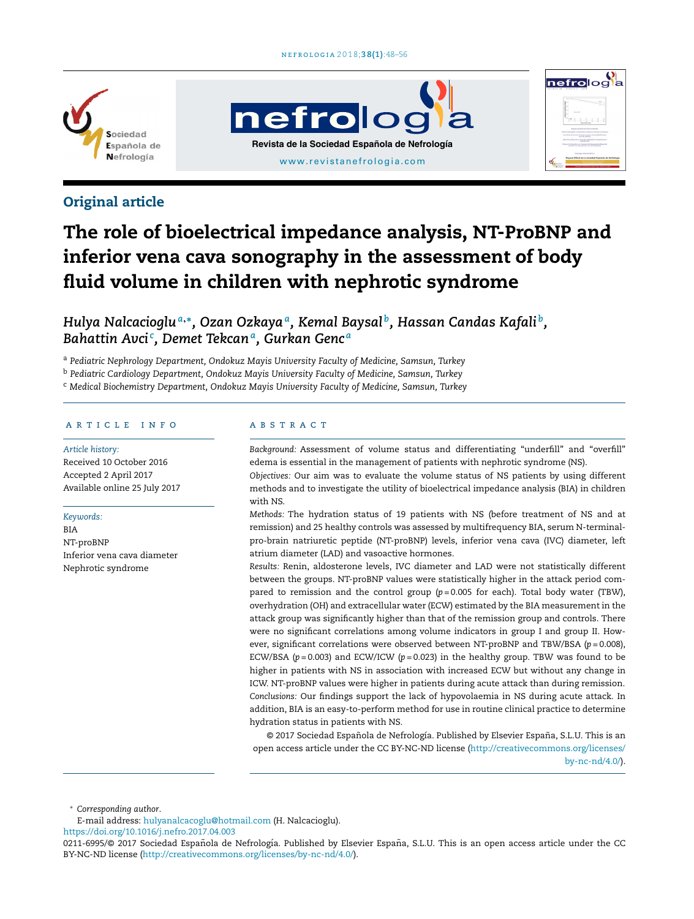Original article

# The role of bioelectrical impedance analysis, NT-ProBNP and inferior vena cava sonography in the assessment of body fluid volume in children with nephrotic syndrome

*Hulya Nalcacioglu*[a,*], *Ozan Ozkaya*[a], *Kemal Baysal*[b], *Hassan Candas Kafali*[b], *Bahattin Avci*[c], *Demet Tekcan*[a], *Gurkan Genc*[a]

[a] *Pediatric Nephrology Department, Ondokuz Mayis University Faculty of Medicine, Samsun, Turkey*

[b] *Pediatric Cardiology Department, Ondokuz Mayis University Faculty of Medicine, Samsun, Turkey*

[c] *Medical Biochemistry Department, Ondokuz Mayis University Faculty of Medicine, Samsun, Turkey*

## ARTICLE INFO

*Article history:*
Received 10 October 2016
Accepted 2 April 2017
Available online 25 July 2017

*Keywords:*
BIA
NT-proBNP
Inferior vena cava diameter
Nephrotic syndrome

## ABSTRACT

*Background:* Assessment of volume status and differentiating "underfill" and "overfill" edema is essential in the management of patients with nephrotic syndrome (NS).

*Objectives:* Our aim was to evaluate the volume status of NS patients by using different methods and to investigate the utility of bioelectrical impedance analysis (BIA) in children with NS.

*Methods:* The hydration status of 19 patients with NS (before treatment of NS and at remission) and 25 healthy controls was assessed by multifrequency BIA, serum N-terminal-pro-brain natriuretic peptide (NT-proBNP) levels, inferior vena cava (IVC) diameter, left atrium diameter (LAD) and vasoactive hormones.

*Results:* Renin, aldosterone levels, IVC diameter and LAD were not statistically different between the groups. NT-proBNP values were statistically higher in the attack period compared to remission and the control group ($p = 0.005$ for each). Total body water (TBW), overhydration (OH) and extracellular water (ECW) estimated by the BIA measurement in the attack group was significantly higher than that of the remission group and controls. There were no significant correlations among volume indicators in group I and group II. However, significant correlations were observed between NT-proBNP and TBW/BSA ($p = 0.008$), ECW/BSA ($p = 0.003$) and ECW/ICW ($p = 0.023$) in the healthy group. TBW was found to be higher in patients with NS in association with increased ECW but without any change in ICW. NT-proBNP values were higher in patients during acute attack than during remission.

*Conclusions:* Our findings support the lack of hypovolaemia in NS during acute attack. In addition, BIA is an easy-to-perform method for use in routine clinical practice to determine hydration status in patients with NS.

© 2017 Sociedad Española de Nefrología. Published by Elsevier España, S.L.U. This is an open access article under the CC BY-NC-ND license (http://creativecommons.org/licenses/by-nc-nd/4.0/).

\* *Corresponding author.*
E-mail address: hulyanalcacoglu@hotmail.com (H. Nalcacioglu).
https://doi.org/10.1016/j.nefro.2017.04.003
0211-6995/© 2017 Sociedad Española de Nefrología. Published by Elsevier España, S.L.U. This is an open access article under the CC BY-NC-ND license (http://creativecommons.org/licenses/by-nc-nd/4.0/).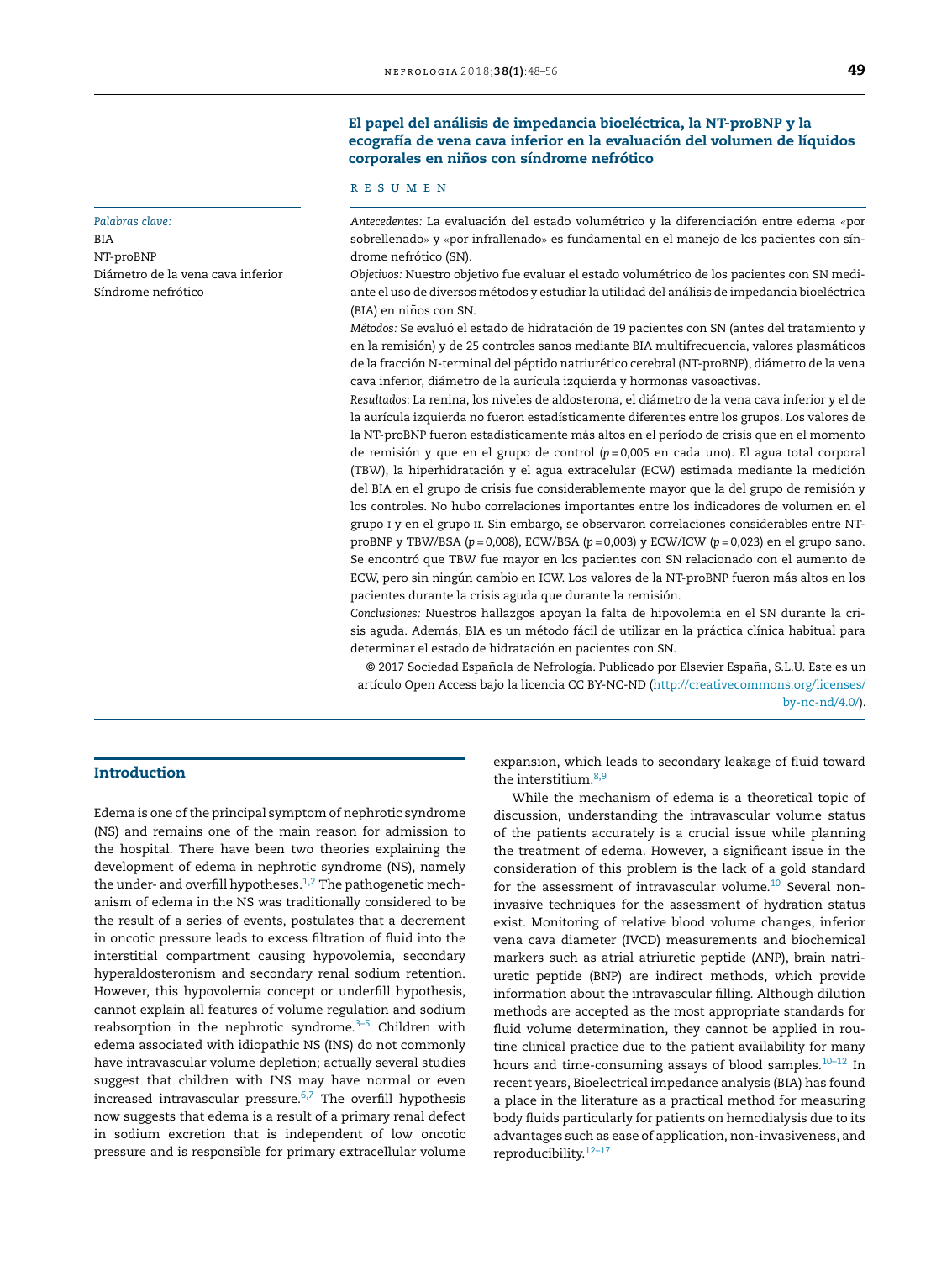## El papel del análisis de impedancia bioeléctrica, la NT-proBNP y la ecografía de vena cava inferior en la evaluación del volumen de líquidos corporales en niños con síndrome nefrótico

*Palabras clave:*
BIA
NT-proBNP
Diámetro de la vena cava inferior
Síndrome nefrótico

### R E S U M E N

*Antecedentes:* La evaluación del estado volumétrico y la diferenciación entre edema «por sobrellenado» y «por infrallenado» es fundamental en el manejo de los pacientes con síndrome nefrótico (SN).

*Objetivos:* Nuestro objetivo fue evaluar el estado volumétrico de los pacientes con SN mediante el uso de diversos métodos y estudiar la utilidad del análisis de impedancia bioeléctrica (BIA) en niños con SN.

*Métodos:* Se evaluó el estado de hidratación de 19 pacientes con SN (antes del tratamiento y en la remisión) y de 25 controles sanos mediante BIA multifrecuencia, valores plasmáticos de la fracción N-terminal del péptido natriurético cerebral (NT-proBNP), diámetro de la vena cava inferior, diámetro de la aurícula izquierda y hormonas vasoactivas.

*Resultados:* La renina, los niveles de aldosterona, el diámetro de la vena cava inferior y el de la aurícula izquierda no fueron estadísticamente diferentes entre los grupos. Los valores de la NT-proBNP fueron estadísticamente más altos en el período de crisis que en el momento de remisión y que en el grupo de control ($p = 0{,}005$ en cada uno). El agua total corporal (TBW), la hiperhidratación y el agua extracelular (ECW) estimada mediante la medición del BIA en el grupo de crisis fue considerablemente mayor que la del grupo de remisión y los controles. No hubo correlaciones importantes entre los indicadores de volumen en el grupo I y en el grupo II. Sin embargo, se observaron correlaciones considerables entre NT-proBNP y TBW/BSA ($p = 0{,}008$), ECW/BSA ($p = 0{,}003$) y ECW/ICW ($p = 0{,}023$) en el grupo sano. Se encontró que TBW fue mayor en los pacientes con SN relacionado con el aumento de ECW, pero sin ningún cambio en ICW. Los valores de la NT-proBNP fueron más altos en los pacientes durante la crisis aguda que durante la remisión.

*Conclusiones:* Nuestros hallazgos apoyan la falta de hipovolemia en el SN durante la crisis aguda. Además, BIA es un método fácil de utilizar en la práctica clínica habitual para determinar el estado de hidratación en pacientes con SN.

© 2017 Sociedad Española de Nefrología. Publicado por Elsevier España, S.L.U. Este es un artículo Open Access bajo la licencia CC BY-NC-ND (http://creativecommons.org/licenses/by-nc-nd/4.0/).

## Introduction

Edema is one of the principal symptom of nephrotic syndrome (NS) and remains one of the main reason for admission to the hospital. There have been two theories explaining the development of edema in nephrotic syndrome (NS), namely the under- and overfill hypotheses.[1,2] The pathogenetic mechanism of edema in the NS was traditionally considered to be the result of a series of events, postulates that a decrement in oncotic pressure leads to excess filtration of fluid into the interstitial compartment causing hypovolemia, secondary hyperaldosteronism and secondary renal sodium retention. However, this hypovolemia concept or underfill hypothesis, cannot explain all features of volume regulation and sodium reabsorption in the nephrotic syndrome.[3–5] Children with edema associated with idiopathic NS (INS) do not commonly have intravascular volume depletion; actually several studies suggest that children with INS may have normal or even increased intravascular pressure.[6,7] The overfill hypothesis now suggests that edema is a result of a primary renal defect in sodium excretion that is independent of low oncotic pressure and is responsible for primary extracellular volume expansion, which leads to secondary leakage of fluid toward the interstitium.[8,9]

While the mechanism of edema is a theoretical topic of discussion, understanding the intravascular volume status of the patients accurately is a crucial issue while planning the treatment of edema. However, a significant issue in the consideration of this problem is the lack of a gold standard for the assessment of intravascular volume.[10] Several non-invasive techniques for the assessment of hydration status exist. Monitoring of relative blood volume changes, inferior vena cava diameter (IVCD) measurements and biochemical markers such as atrial atriuretic peptide (ANP), brain natriuretic peptide (BNP) are indirect methods, which provide information about the intravascular filling. Although dilution methods are accepted as the most appropriate standards for fluid volume determination, they cannot be applied in routine clinical practice due to the patient availability for many hours and time-consuming assays of blood samples.[10–12] In recent years, Bioelectrical impedance analysis (BIA) has found a place in the literature as a practical method for measuring body fluids particularly for patients on hemodialysis due to its advantages such as ease of application, non-invasiveness, and reproducibility.[12–17]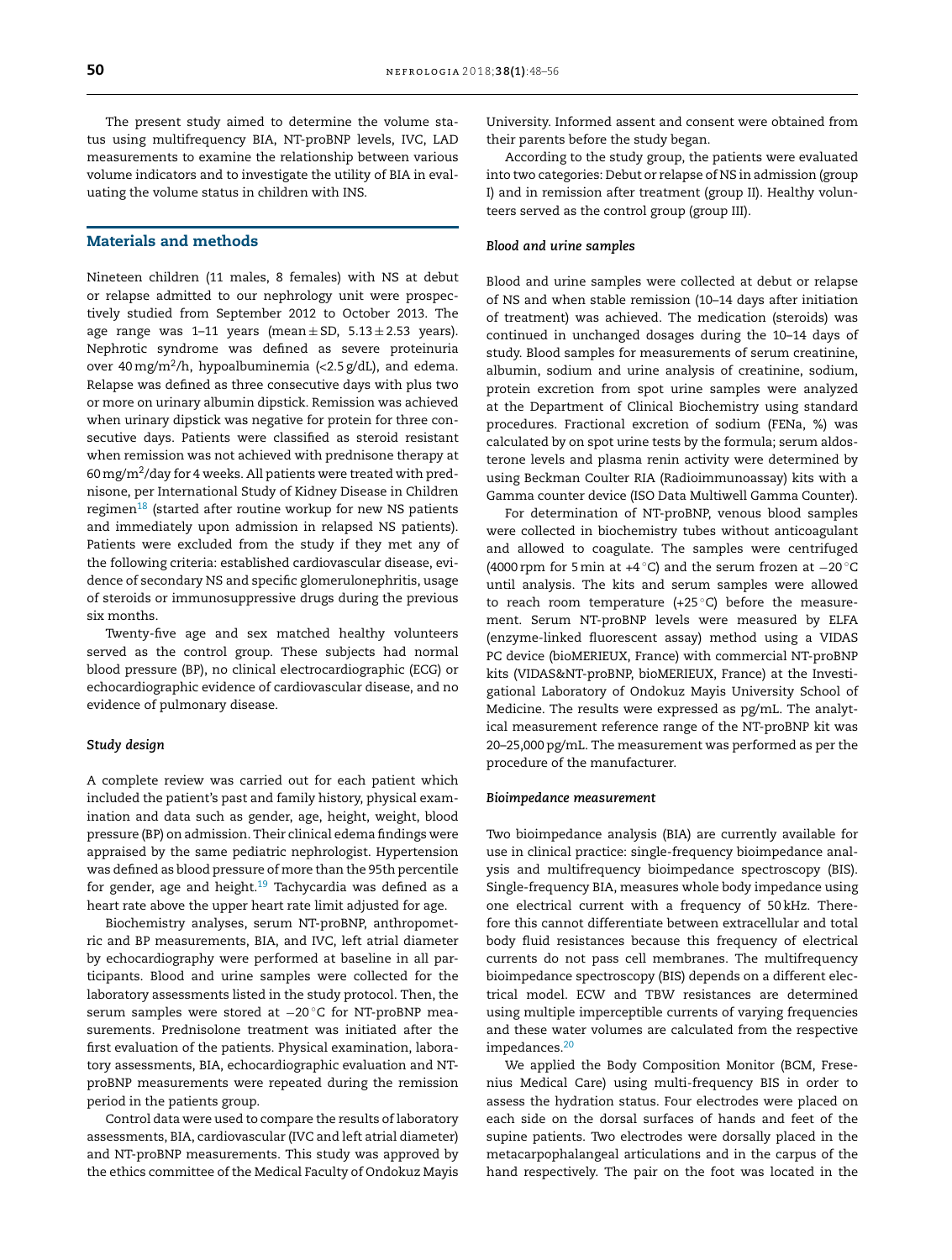The present study aimed to determine the volume status using multifrequency BIA, NT-proBNP levels, IVC, LAD measurements to examine the relationship between various volume indicators and to investigate the utility of BIA in evaluating the volume status in children with INS.

## Materials and methods

Nineteen children (11 males, 8 females) with NS at debut or relapse admitted to our nephrology unit were prospectively studied from September 2012 to October 2013. The age range was 1–11 years (mean ± SD, 5.13 ± 2.53 years). Nephrotic syndrome was defined as severe proteinuria over 40 mg/m$^2$/h, hypoalbuminemia (<2.5 g/dL), and edema. Relapse was defined as three consecutive days with plus two or more on urinary albumin dipstick. Remission was achieved when urinary dipstick was negative for protein for three consecutive days. Patients were classified as steroid resistant when remission was not achieved with prednisone therapy at 60 mg/m$^2$/day for 4 weeks. All patients were treated with prednisone, per International Study of Kidney Disease in Children regimen[18] (started after routine workup for new NS patients and immediately upon admission in relapsed NS patients). Patients were excluded from the study if they met any of the following criteria: established cardiovascular disease, evidence of secondary NS and specific glomerulonephritis, usage of steroids or immunosuppressive drugs during the previous six months.

Twenty-five age and sex matched healthy volunteers served as the control group. These subjects had normal blood pressure (BP), no clinical electrocardiographic (ECG) or echocardiographic evidence of cardiovascular disease, and no evidence of pulmonary disease.

### *Study design*

A complete review was carried out for each patient which included the patient's past and family history, physical examination and data such as gender, age, height, weight, blood pressure (BP) on admission. Their clinical edema findings were appraised by the same pediatric nephrologist. Hypertension was defined as blood pressure of more than the 95th percentile for gender, age and height.[19] Tachycardia was defined as a heart rate above the upper heart rate limit adjusted for age.

Biochemistry analyses, serum NT-proBNP, anthropometric and BP measurements, BIA, and IVC, left atrial diameter by echocardiography were performed at baseline in all participants. Blood and urine samples were collected for the laboratory assessments listed in the study protocol. Then, the serum samples were stored at −20 °C for NT-proBNP measurements. Prednisolone treatment was initiated after the first evaluation of the patients. Physical examination, laboratory assessments, BIA, echocardiographic evaluation and NT-proBNP measurements were repeated during the remission period in the patients group.

Control data were used to compare the results of laboratory assessments, BIA, cardiovascular (IVC and left atrial diameter) and NT-proBNP measurements. This study was approved by the ethics committee of the Medical Faculty of Ondokuz Mayis University. Informed assent and consent were obtained from their parents before the study began.

According to the study group, the patients were evaluated into two categories: Debut or relapse of NS in admission (group I) and in remission after treatment (group II). Healthy volunteers served as the control group (group III).

### *Blood and urine samples*

Blood and urine samples were collected at debut or relapse of NS and when stable remission (10–14 days after initiation of treatment) was achieved. The medication (steroids) was continued in unchanged dosages during the 10–14 days of study. Blood samples for measurements of serum creatinine, albumin, sodium and urine analysis of creatinine, sodium, protein excretion from spot urine samples were analyzed at the Department of Clinical Biochemistry using standard procedures. Fractional excretion of sodium (FENa, %) was calculated by on spot urine tests by the formula; serum aldosterone levels and plasma renin activity were determined by using Beckman Coulter RIA (Radioimmunoassay) kits with a Gamma counter device (ISO Data Multiwell Gamma Counter).

For determination of NT-proBNP, venous blood samples were collected in biochemistry tubes without anticoagulant and allowed to coagulate. The samples were centrifuged (4000 rpm for 5 min at +4 °C) and the serum frozen at −20 °C until analysis. The kits and serum samples were allowed to reach room temperature (+25 °C) before the measurement. Serum NT-proBNP levels were measured by ELFA (enzyme-linked fluorescent assay) method using a VIDAS PC device (bioMERIEUX, France) with commercial NT-proBNP kits (VIDAS&NT-proBNP, bioMERIEUX, France) at the Investigational Laboratory of Ondokuz Mayis University School of Medicine. The results were expressed as pg/mL. The analytical measurement reference range of the NT-proBNP kit was 20–25,000 pg/mL. The measurement was performed as per the procedure of the manufacturer.

### *Bioimpedance measurement*

Two bioimpedance analysis (BIA) are currently available for use in clinical practice: single-frequency bioimpedance analysis and multifrequency bioimpedance spectroscopy (BIS). Single-frequency BIA, measures whole body impedance using one electrical current with a frequency of 50 kHz. Therefore this cannot differentiate between extracellular and total body fluid resistances because this frequency of electrical currents do not pass cell membranes. The multifrequency bioimpedance spectroscopy (BIS) depends on a different electrical model. ECW and TBW resistances are determined using multiple imperceptible currents of varying frequencies and these water volumes are calculated from the respective impedances.[20]

We applied the Body Composition Monitor (BCM, Fresenius Medical Care) using multi-frequency BIS in order to assess the hydration status. Four electrodes were placed on each side on the dorsal surfaces of hands and feet of the supine patients. Two electrodes were dorsally placed in the metacarpophalangeal articulations and in the carpus of the hand respectively. The pair on the foot was located in the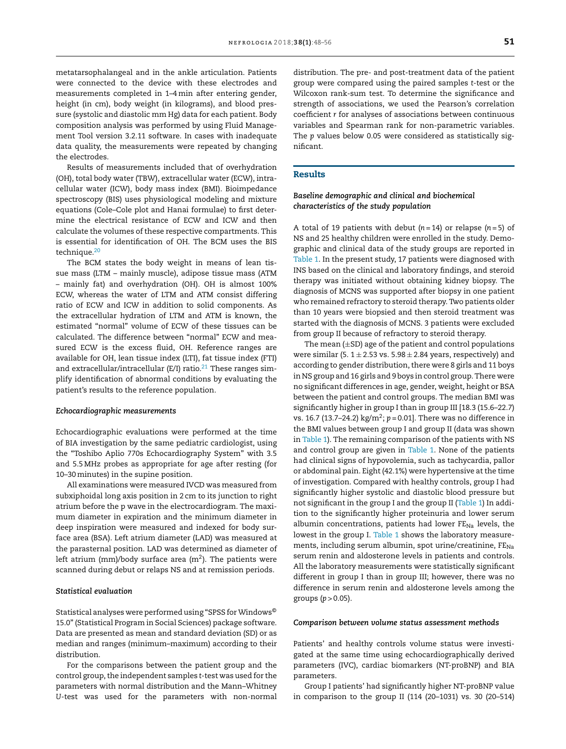metatarsophalangeal and in the ankle articulation. Patients were connected to the device with these electrodes and measurements completed in 1–4 min after entering gender, height (in cm), body weight (in kilograms), and blood pressure (systolic and diastolic mm Hg) data for each patient. Body composition analysis was performed by using Fluid Management Tool version 3.2.11 software. In cases with inadequate data quality, the measurements were repeated by changing the electrodes.

Results of measurements included that of overhydration (OH), total body water (TBW), extracellular water (ECW), intracellular water (ICW), body mass index (BMI). Bioimpedance spectroscopy (BIS) uses physiological modeling and mixture equations (Cole–Cole plot and Hanai formulae) to first determine the electrical resistance of ECW and ICW and then calculate the volumes of these respective compartments. This is essential for identification of OH. The BCM uses the BIS technique.[20]

The BCM states the body weight in means of lean tissue mass (LTM – mainly muscle), adipose tissue mass (ATM – mainly fat) and overhydration (OH). OH is almost 100% ECW, whereas the water of LTM and ATM consist differing ratio of ECW and ICW in addition to solid components. As the extracellular hydration of LTM and ATM is known, the estimated "normal" volume of ECW of these tissues can be calculated. The difference between "normal" ECW and measured ECW is the excess fluid, OH. Reference ranges are available for OH, lean tissue index (LTI), fat tissue index (FTI) and extracellular/intracellular (E/I) ratio.[21] These ranges simplify identification of abnormal conditions by evaluating the patient's results to the reference population.

### *Echocardiographic measurements*

Echocardiographic evaluations were performed at the time of BIA investigation by the same pediatric cardiologist, using the "Toshibo Aplio 770s Echocardiography System" with 3.5 and 5.5 MHz probes as appropriate for age after resting (for 10–30 minutes) in the supine position.

All examinations were measured IVCD was measured from subxiphoidal long axis position in 2 cm to its junction to right atrium before the p wave in the electrocardiogram. The maximum diameter in expiration and the minimum diameter in deep inspiration were measured and indexed for body surface area (BSA). Left atrium diameter (LAD) was measured at the parasternal position. LAD was determined as diameter of left atrium (mm)/body surface area ($m^2$). The patients were scanned during debut or relaps NS and at remission periods.

### *Statistical evaluation*

Statistical analyses were performed using "SPSS for Windows© 15.0" (Statistical Program in Social Sciences) package software. Data are presented as mean and standard deviation (SD) or as median and ranges (minimum–maximum) according to their distribution.

For the comparisons between the patient group and the control group, the independent samples *t*-test was used for the parameters with normal distribution and the Mann–Whitney *U*-test was used for the parameters with non-normal distribution. The pre- and post-treatment data of the patient group were compared using the paired samples *t*-test or the Wilcoxon rank-sum test. To determine the significance and strength of associations, we used the Pearson's correlation coefficient *r* for analyses of associations between continuous variables and Spearman rank for non-parametric variables. The *p* values below 0.05 were considered as statistically significant.

## Results

### *Baseline demographic and clinical and biochemical characteristics of the study population*

A total of 19 patients with debut ($n = 14$) or relapse ($n = 5$) of NS and 25 healthy children were enrolled in the study. Demographic and clinical data of the study groups are reported in Table 1. In the present study, 17 patients were diagnosed with INS based on the clinical and laboratory findings, and steroid therapy was initiated without obtaining kidney biopsy. The diagnosis of MCNS was supported after biopsy in one patient who remained refractory to steroid therapy. Two patients older than 10 years were biopsied and then steroid treatment was started with the diagnosis of MCNS. 3 patients were excluded from group II because of refractory to steroid therapy.

The mean (±SD) age of the patient and control populations were similar (5. 1 ± 2.53 vs. 5.98 ± 2.84 years, respectively) and according to gender distribution, there were 8 girls and 11 boys in NS group and 16 girls and 9 boys in control group. There were no significant differences in age, gender, weight, height or BSA between the patient and control groups. The median BMI was significantly higher in group I than in group III [18.3 (15.6–22.7) vs. 16.7 (13.7–24.2) kg/$m^2$; $p = 0.01$]. There was no difference in the BMI values between group I and group II (data was shown in Table 1). The remaining comparison of the patients with NS and control group are given in Table 1. None of the patients had clinical signs of hypovolemia, such as tachycardia, pallor or abdominal pain. Eight (42.1%) were hypertensive at the time of investigation. Compared with healthy controls, group I had significantly higher systolic and diastolic blood pressure but not significant in the group I and the group II (Table 1) In addition to the significantly higher proteinuria and lower serum albumin concentrations, patients had lower $FE_{Na}$ levels, the lowest in the group I. Table 1 shows the laboratory measurements, including serum albumin, spot urine/creatinine, $FE_{Na}$ serum renin and aldosterone levels in patients and controls. All the laboratory measurements were statistically significant different in group I than in group III; however, there was no difference in serum renin and aldosterone levels among the groups ($p > 0.05$).

### *Comparison between volume status assessment methods*

Patients' and healthy controls volume status were investigated at the same time using echocardiographically derived parameters (IVC), cardiac biomarkers (NT-proBNP) and BIA parameters.

Group I patients' had significantly higher NT-proBNP value in comparison to the group II (114 (20–1031) vs. 30 (20–514)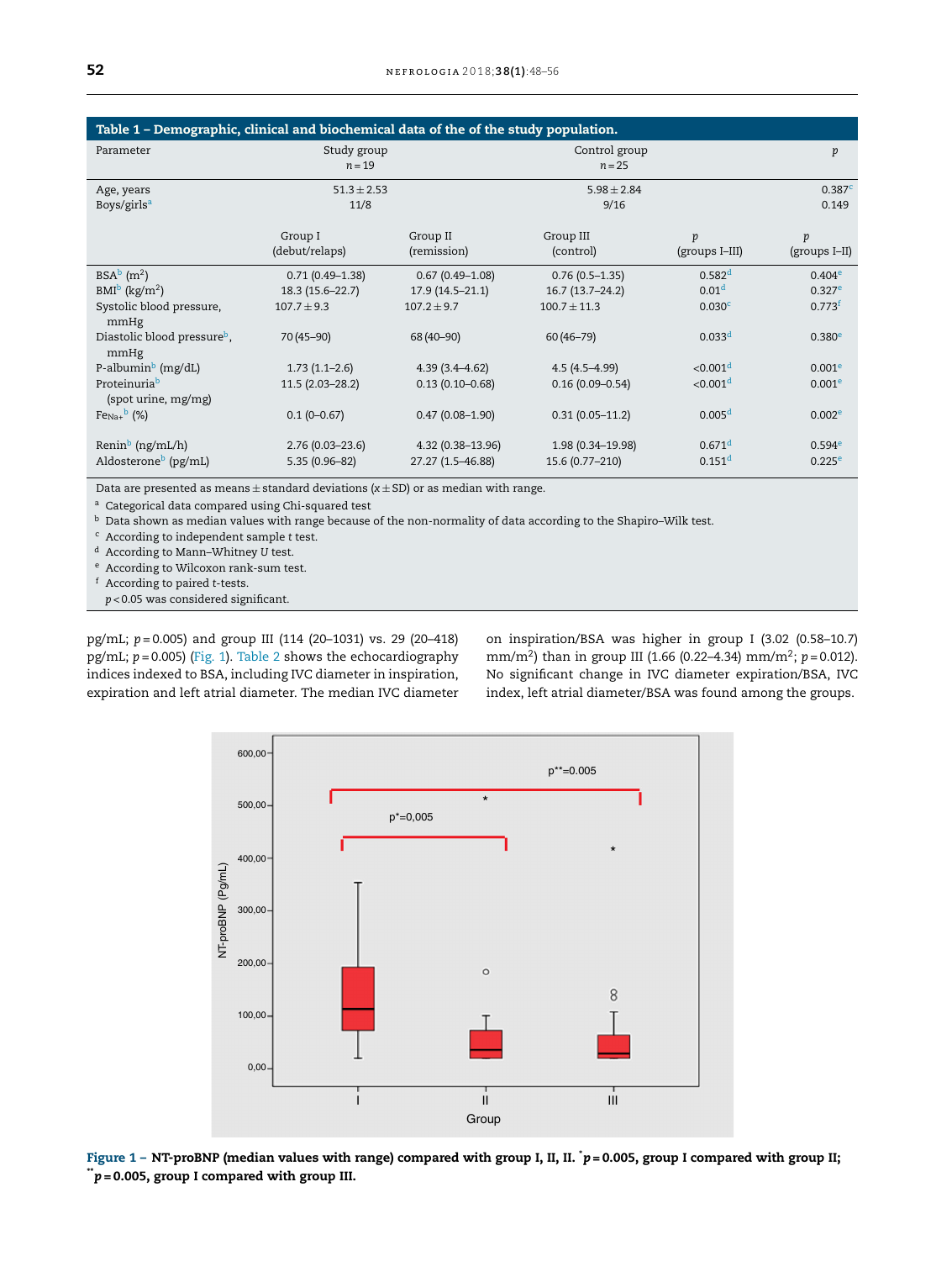**Table 1 – Demographic, clinical and biochemical data of the of the study population.**

| Parameter | Study group $n = 19$ | | Control group $n = 25$ | | $p$ |
|---|---|---|---|---|---|
| Age, years | 51.3 ± 2.53 | | 5.98 ± 2.84 | | 0.387[c] |
| Boys/girls[a] | 11/8 | | 9/16 | | 0.149 |
| | Group I (debut/relaps) | Group II (remission) | Group III (control) | $p$ (groups I–III) | $p$ (groups I–II) |
| BSA[b] ($m^2$) | 0.71 (0.49–1.38) | 0.67 (0.49–1.08) | 0.76 (0.5–1.35) | 0.582[d] | 0.404[e] |
| BMI[b] ($kg/m^2$) | 18.3 (15.6–22.7) | 17.9 (14.5–21.1) | 16.7 (13.7–24.2) | 0.01[d] | 0.327[e] |
| Systolic blood pressure, mmHg | 107.7 ± 9.3 | 107.2 ± 9.7 | 100.7 ± 11.3 | 0.030[c] | 0.773[f] |
| Diastolic blood pressure[b], mmHg | 70 (45–90) | 68 (40–90) | 60 (46–79) | 0.033[d] | 0.380[e] |
| P-albumin[b] (mg/dL) | 1.73 (1.1–2.6) | 4.39 (3.4–4.62) | 4.5 (4.5–4.99) | <0.001[d] | 0.001[e] |
| Proteinuria[b] (spot urine, mg/mg) | 11.5 (2.03–28.2) | 0.13 (0.10–0.68) | 0.16 (0.09–0.54) | <0.001[d] | 0.001[e] |
| $Fe_{Na+}$[b] (%) | 0.1 (0–0.67) | 0.47 (0.08–1.90) | 0.31 (0.05–11.2) | 0.005[d] | 0.002[e] |
| Renin[b] (ng/mL/h) | 2.76 (0.03–23.6) | 4.32 (0.38–13.96) | 1.98 (0.34–19.98) | 0.671[d] | 0.594[e] |
| Aldosterone[b] (pg/mL) | 5.35 (0.96–82) | 27.27 (1.5–46.88) | 15.6 (0.77–210) | 0.151[d] | 0.225[e] |

Data are presented as means ± standard deviations ($x \pm SD$) or as median with range.
[a] Categorical data compared using Chi-squared test
[b] Data shown as median values with range because of the non-normality of data according to the Shapiro–Wilk test.
[c] According to independent sample *t* test.
[d] According to Mann–Whitney *U* test.
[e] According to Wilcoxon rank-sum test.
[f] According to paired *t*-tests.
$p < 0.05$ was considered significant.

pg/mL; $p = 0.005$) and group III (114 (20–1031) vs. 29 (20–418) pg/mL; $p = 0.005$) (Fig. 1). Table 2 shows the echocardiography indices indexed to BSA, including IVC diameter in inspiration, expiration and left atrial diameter. The median IVC diameter on inspiration/BSA was higher in group I (3.02 (0.58–10.7) mm/m$^2$) than in group III (1.66 (0.22–4.34) mm/m$^2$; $p = 0.012$). No significant change in IVC diameter expiration/BSA, IVC index, left atrial diameter/BSA was found among the groups.

**Figure 1 – NT-proBNP (median values with range) compared with group I, II, II. $^*p = 0.005$, group I compared with group II; $^{**}p = 0.005$, group I compared with group III.**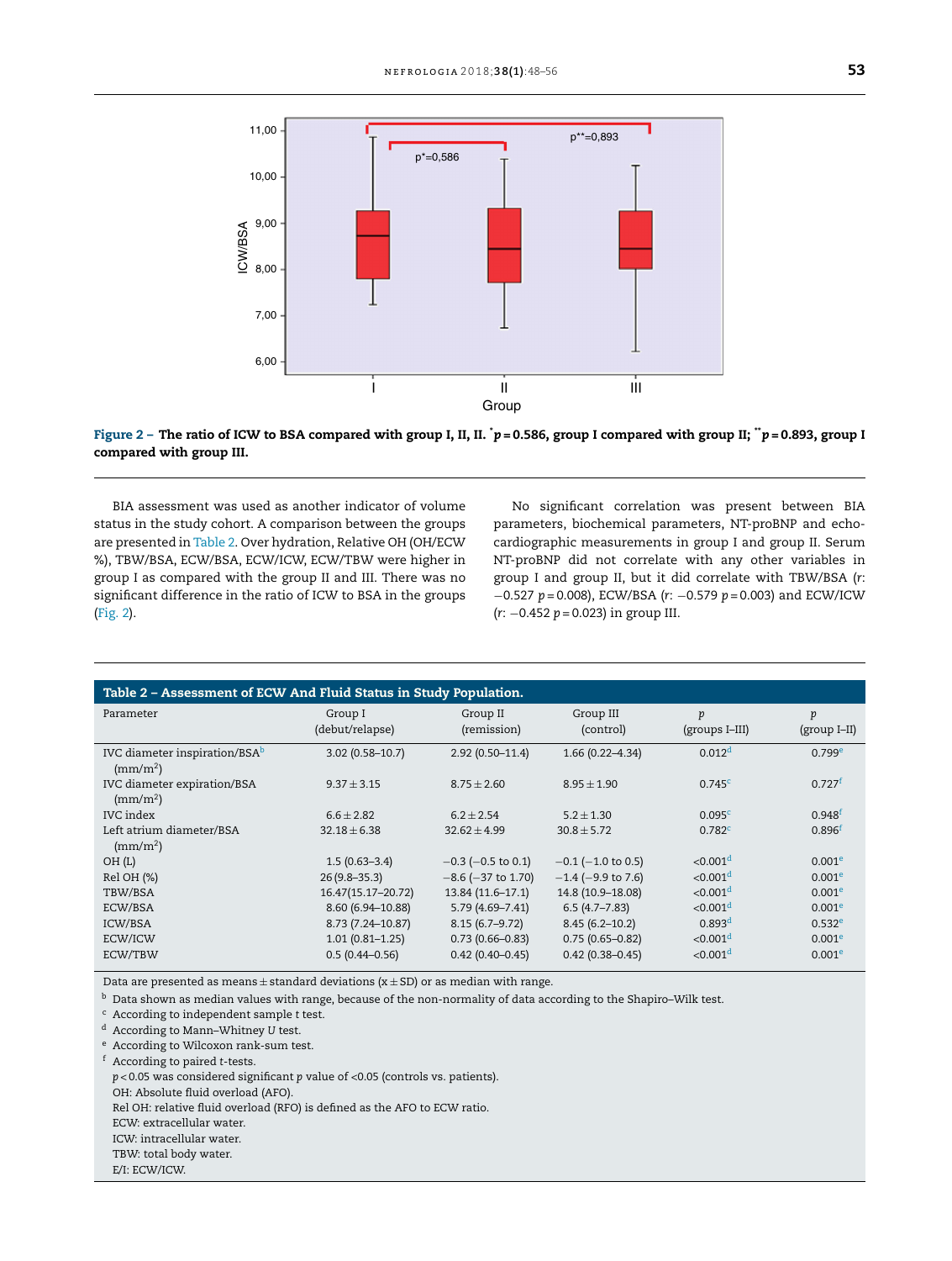Figure 2 – The ratio of ICW to BSA compared with group I, II, III. *p = 0.586, group I compared with group II; **p = 0.893, group I compared with group III.

BIA assessment was used as another indicator of volume status in the study cohort. A comparison between the groups are presented in Table 2. Over hydration, Relative OH (OH/ECW %), TBW/BSA, ECW/BSA, ECW/ICW, ECW/TBW were higher in group I as compared with the group II and III. There was no significant difference in the ratio of ICW to BSA in the groups (Fig. 2).

No significant correlation was present between BIA parameters, biochemical parameters, NT-proBNP and echocardiographic measurements in group I and group II. Serum NT-proBNP did not correlate with any other variables in group I and group II, but it did correlate with TBW/BSA ($r$: −0.527 $p = 0.008$), ECW/BSA ($r$: −0.579 $p = 0.003$) and ECW/ICW ($r$: −0.452 $p = 0.023$) in group III.

**Table 2 – Assessment of ECW And Fluid Status in Study Population.**

| Parameter | Group I (debut/relapse) | Group II (remission) | Group III (control) | $p$ (groups I–III) | $p$ (group I–II) |
|---|---|---|---|---|---|
| IVC diameter inspiration/BSA[b] (mm/m$^2$) | 3.02 (0.58–10.7) | 2.92 (0.50–11.4) | 1.66 (0.22–4.34) | 0.012[d] | 0.799[e] |
| IVC diameter expiration/BSA (mm/m$^2$) | 9.37 ± 3.15 | 8.75 ± 2.60 | 8.95 ± 1.90 | 0.745[c] | 0.727[f] |
| IVC index | 6.6 ± 2.82 | 6.2 ± 2.54 | 5.2 ± 1.30 | 0.095[c] | 0.948[f] |
| Left atrium diameter/BSA (mm/m$^2$) | 32.18 ± 6.38 | 32.62 ± 4.99 | 30.8 ± 5.72 | 0.782[c] | 0.896[f] |
| OH (L) | 1.5 (0.63–3.4) | −0.3 (−0.5 to 0.1) | −0.1 (−1.0 to 0.5) | <0.001[d] | 0.001[e] |
| Rel OH (%) | 26 (9.8–35.3) | −8.6 (−37 to 1.70) | −1.4 (−9.9 to 7.6) | <0.001[d] | 0.001[e] |
| TBW/BSA | 16.47(15.17–20.72) | 13.84 (11.6–17.1) | 14.8 (10.9–18.08) | <0.001[d] | 0.001[e] |
| ECW/BSA | 8.60 (6.94–10.88) | 5.79 (4.69–7.41) | 6.5 (4.7–7.83) | <0.001[d] | 0.001[e] |
| ICW/BSA | 8.73 (7.24–10.87) | 8.15 (6.7–9.72) | 8.45 (6.2–10.2) | 0.893[d] | 0.532[e] |
| ECW/ICW | 1.01 (0.81–1.25) | 0.73 (0.66–0.83) | 0.75 (0.65–0.82) | <0.001[d] | 0.001[e] |
| ECW/TBW | 0.5 (0.44–0.56) | 0.42 (0.40–0.45) | 0.42 (0.38–0.45) | <0.001[d] | 0.001[e] |

Data are presented as means ± standard deviations (x ± SD) or as median with range.
[b] Data shown as median values with range, because of the non-normality of data according to the Shapiro–Wilk test.
[c] According to independent sample $t$ test.
[d] According to Mann–Whitney $U$ test.
[e] According to Wilcoxon rank-sum test.
[f] According to paired $t$-tests.
$p < 0.05$ was considered significant $p$ value of <0.05 (controls vs. patients).
OH: Absolute fluid overload (AFO).
Rel OH: relative fluid overload (RFO) is defined as the AFO to ECW ratio.
ECW: extracellular water.
ICW: intracellular water.
TBW: total body water.
E/I: ECW/ICW.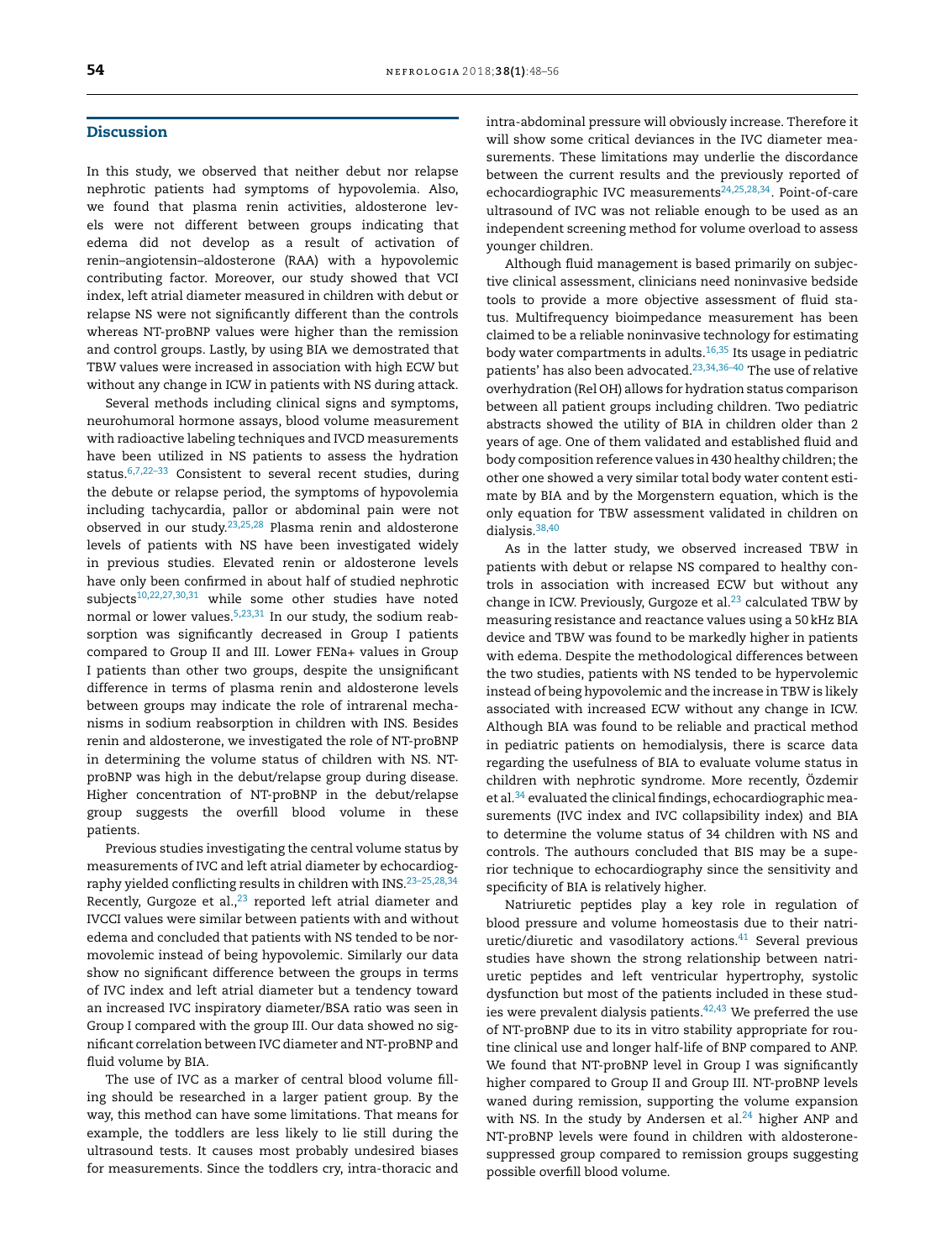## Discussion

In this study, we observed that neither debut nor relapse nephrotic patients had symptoms of hypovolemia. Also, we found that plasma renin activities, aldosterone levels were not different between groups indicating that edema did not develop as a result of activation of renin–angiotensin–aldosterone (RAA) with a hypovolemic contributing factor. Moreover, our study showed that VCI index, left atrial diameter measured in children with debut or relapse NS were not significantly different than the controls whereas NT-proBNP values were higher than the remission and control groups. Lastly, by using BIA we demostrated that TBW values were increased in association with high ECW but without any change in ICW in patients with NS during attack.

Several methods including clinical signs and symptoms, neurohumoral hormone assays, blood volume measurement with radioactive labeling techniques and IVCD measurements have been utilized in NS patients to assess the hydration status.[6,7,22–33] Consistent to several recent studies, during the debute or relapse period, the symptoms of hypovolemia including tachycardia, pallor or abdominal pain were not observed in our study.[23,25,28] Plasma renin and aldosterone levels of patients with NS have been investigated widely in previous studies. Elevated renin or aldosterone levels have only been confirmed in about half of studied nephrotic subjects[10,22,27,30,31] while some other studies have noted normal or lower values.[5,23,31] In our study, the sodium reabsorption was significantly decreased in Group I patients compared to Group II and III. Lower FENa+ values in Group I patients than other two groups, despite the unsignificant difference in terms of plasma renin and aldosterone levels between groups may indicate the role of intrarenal mechanisms in sodium reabsorption in children with INS. Besides renin and aldosterone, we investigated the role of NT-proBNP in determining the volume status of children with NS. NT-proBNP was high in the debut/relapse group during disease. Higher concentration of NT-proBNP in the debut/relapse group suggests the overfill blood volume in these patients.

Previous studies investigating the central volume status by measurements of IVC and left atrial diameter by echocardiography yielded conflicting results in children with INS.[23–25,28,34] Recently, Gurgoze et al.,[23] reported left atrial diameter and IVCCI values were similar between patients with and without edema and concluded that patients with NS tended to be normovolemic instead of being hypovolemic. Similarly our data show no significant difference between the groups in terms of IVC index and left atrial diameter but a tendency toward an increased IVC inspiratory diameter/BSA ratio was seen in Group I compared with the group III. Our data showed no significant correlation between IVC diameter and NT-proBNP and fluid volume by BIA.

The use of IVC as a marker of central blood volume filling should be researched in a larger patient group. By the way, this method can have some limitations. That means for example, the toddlers are less likely to lie still during the ultrasound tests. It causes most probably undesired biases for measurements. Since the toddlers cry, intra-thoracic and intra-abdominal pressure will obviously increase. Therefore it will show some critical deviances in the IVC diameter measurements. These limitations may underlie the discordance between the current results and the previously reported of echocardiographic IVC measurements[24,25,28,34]. Point-of-care ultrasound of IVC was not reliable enough to be used as an independent screening method for volume overload to assess younger children.

Although fluid management is based primarily on subjective clinical assessment, clinicians need noninvasive bedside tools to provide a more objective assessment of fluid status. Multifrequency bioimpedance measurement has been claimed to be a reliable noninvasive technology for estimating body water compartments in adults.[16,35] Its usage in pediatric patients' has also been advocated.[23,34,36–40] The use of relative overhydration (Rel OH) allows for hydration status comparison between all patient groups including children. Two pediatric abstracts showed the utility of BIA in children older than 2 years of age. One of them validated and established fluid and body composition reference values in 430 healthy children; the other one showed a very similar total body water content estimate by BIA and by the Morgenstern equation, which is the only equation for TBW assessment validated in children on dialysis.[38,40]

As in the latter study, we observed increased TBW in patients with debut or relapse NS compared to healthy controls in association with increased ECW but without any change in ICW. Previously, Gurgoze et al.[23] calculated TBW by measuring resistance and reactance values using a 50 kHz BIA device and TBW was found to be markedly higher in patients with edema. Despite the methodological differences between the two studies, patients with NS tended to be hypervolemic instead of being hypovolemic and the increase in TBW is likely associated with increased ECW without any change in ICW. Although BIA was found to be reliable and practical method in pediatric patients on hemodialysis, there is scarce data regarding the usefulness of BIA to evaluate volume status in children with nephrotic syndrome. More recently, Özdemir et al.[34] evaluated the clinical findings, echocardiographic measurements (IVC index and IVC collapsibility index) and BIA to determine the volume status of 34 children with NS and controls. The authours concluded that BIS may be a superior technique to echocardiography since the sensitivity and specificity of BIA is relatively higher.

Natriuretic peptides play a key role in regulation of blood pressure and volume homeostasis due to their natriuretic/diuretic and vasodilatory actions.[41] Several previous studies have shown the strong relationship between natriuretic peptides and left ventricular hypertrophy, systolic dysfunction but most of the patients included in these studies were prevalent dialysis patients.[42,43] We preferred the use of NT-proBNP due to its in vitro stability appropriate for routine clinical use and longer half-life of BNP compared to ANP. We found that NT-proBNP level in Group I was significantly higher compared to Group II and Group III. NT-proBNP levels waned during remission, supporting the volume expansion with NS. In the study by Andersen et al.[24] higher ANP and NT-proBNP levels were found in children with aldosterone-suppressed group compared to remission groups suggesting possible overfill blood volume.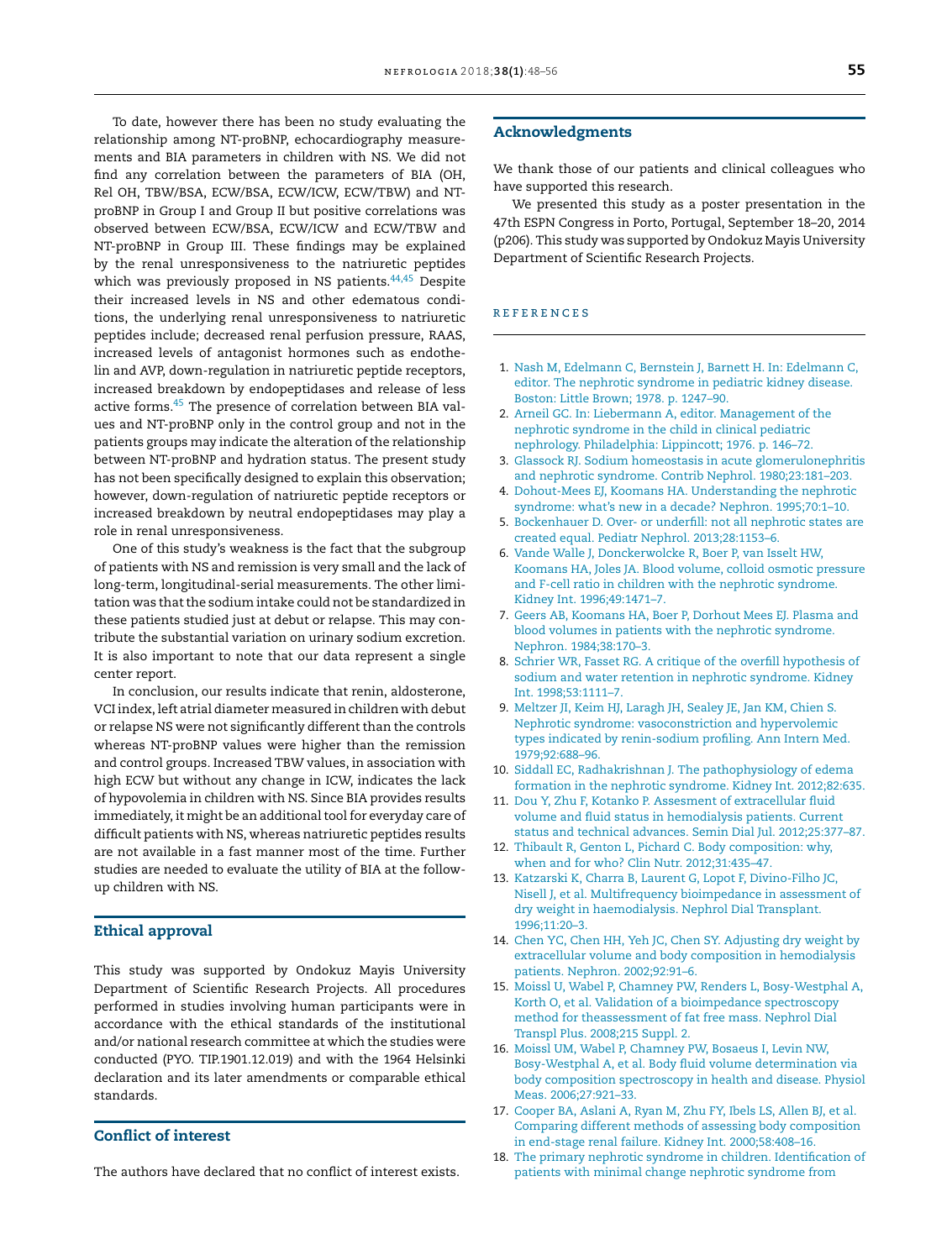To date, however there has been no study evaluating the relationship among NT-proBNP, echocardiography measurements and BIA parameters in children with NS. We did not find any correlation between the parameters of BIA (OH, Rel OH, TBW/BSA, ECW/BSA, ECW/ICW, ECW/TBW) and NT-proBNP in Group I and Group II but positive correlations was observed between ECW/BSA, ECW/ICW and ECW/TBW and NT-proBNP in Group III. These findings may be explained by the renal unresponsiveness to the natriuretic peptides which was previously proposed in NS patients.[44,45] Despite their increased levels in NS and other edematous conditions, the underlying renal unresponsiveness to natriuretic peptides include; decreased renal perfusion pressure, RAAS, increased levels of antagonist hormones such as endothelin and AVP, down-regulation in natriuretic peptide receptors, increased breakdown by endopeptidases and release of less active forms.[45] The presence of correlation between BIA values and NT-proBNP only in the control group and not in the patients groups may indicate the alteration of the relationship between NT-proBNP and hydration status. The present study has not been specifically designed to explain this observation; however, down-regulation of natriuretic peptide receptors or increased breakdown by neutral endopeptidases may play a role in renal unresponsiveness.

One of this study's weakness is the fact that the subgroup of patients with NS and remission is very small and the lack of long-term, longitudinal-serial measurements. The other limitation was that the sodium intake could not be standardized in these patients studied just at debut or relapse. This may contribute the substantial variation on urinary sodium excretion. It is also important to note that our data represent a single center report.

In conclusion, our results indicate that renin, aldosterone, VCI index, left atrial diameter measured in children with debut or relapse NS were not significantly different than the controls whereas NT-proBNP values were higher than the remission and control groups. Increased TBW values, in association with high ECW but without any change in ICW, indicates the lack of hypovolemia in children with NS. Since BIA provides results immediately, it might be an additional tool for everyday care of difficult patients with NS, whereas natriuretic peptides results are not available in a fast manner most of the time. Further studies are needed to evaluate the utility of BIA at the follow-up children with NS.

## Ethical approval

This study was supported by Ondokuz Mayis University Department of Scientific Research Projects. All procedures performed in studies involving human participants were in accordance with the ethical standards of the institutional and/or national research committee at which the studies were conducted (PYO. TIP.1901.12.019) and with the 1964 Helsinki declaration and its later amendments or comparable ethical standards.

## Conflict of interest

The authors have declared that no conflict of interest exists.

## Acknowledgments

We thank those of our patients and clinical colleagues who have supported this research.

We presented this study as a poster presentation in the 47th ESPN Congress in Porto, Portugal, September 18–20, 2014 (p206). This study was supported by Ondokuz Mayis University Department of Scientific Research Projects.

## REFERENCES

1. Nash M, Edelmann C, Bernstein J, Barnett H. In: Edelmann C, editor. The nephrotic syndrome in pediatric kidney disease. Boston: Little Brown; 1978. p. 1247–90.
2. Arneil GC. In: Liebermann A, editor. Management of the nephrotic syndrome in the child in clinical pediatric nephrology. Philadelphia: Lippincott; 1976. p. 146–72.
3. Glassock RJ. Sodium homeostasis in acute glomerulonephritis and nephrotic syndrome. Contrib Nephrol. 1980;23:181–203.
4. Dohout-Mees EJ, Koomans HA. Understanding the nephrotic syndrome: what's new in a decade? Nephron. 1995;70:1–10.
5. Bockenhauer D. Over- or underfill: not all nephrotic states are created equal. Pediatr Nephrol. 2013;28:1153–6.
6. Vande Walle J, Donckerwolcke R, Boer P, van Isselt HW, Koomans HA, Joles JA. Blood volume, colloid osmotic pressure and F-cell ratio in children with the nephrotic syndrome. Kidney Int. 1996;49:1471–7.
7. Geers AB, Koomans HA, Boer P, Dorhout Mees EJ. Plasma and blood volumes in patients with the nephrotic syndrome. Nephron. 1984;38:170–3.
8. Schrier WR, Fasset RG. A critique of the overfill hypothesis of sodium and water retention in nephrotic syndrome. Kidney Int. 1998;53:1111–7.
9. Meltzer JI, Keim HJ, Laragh JH, Sealey JE, Jan KM, Chien S. Nephrotic syndrome: vasoconstriction and hypervolemic types indicated by renin-sodium profiling. Ann Intern Med. 1979;92:688–96.
10. Siddall EC, Radhakrishnan J. The pathophysiology of edema formation in the nephrotic syndrome. Kidney Int. 2012;82:635.
11. Dou Y, Zhu F, Kotanko P. Assesment of extracellular fluid volume and fluid status in hemodialysis patients. Current status and technical advances. Semin Dial Jul. 2012;25:377–87.
12. Thibault R, Genton L, Pichard C. Body composition: why, when and for who? Clin Nutr. 2012;31:435–47.
13. Katzarski K, Charra B, Laurent G, Lopot F, Divino-Filho JC, Nisell J, et al. Multifrequency bioimpedance in assessment of dry weight in haemodialysis. Nephrol Dial Transplant. 1996;11:20–3.
14. Chen YC, Chen HH, Yeh JC, Chen SY. Adjusting dry weight by extracellular volume and body composition in hemodialysis patients. Nephron. 2002;92:91–6.
15. Moissl U, Wabel P, Chamney PW, Renders L, Bosy-Westphal A, Korth O, et al. Validation of a bioimpedance spectroscopy method for theassessment of fat free mass. Nephrol Dial Transpl Plus. 2008;215 Suppl. 2.
16. Moissl UM, Wabel P, Chamney PW, Bosaeus I, Levin NW, Bosy-Westphal A, et al. Body fluid volume determination via body composition spectroscopy in health and disease. Physiol Meas. 2006;27:921–33.
17. Cooper BA, Aslani A, Ryan M, Zhu FY, Ibels LS, Allen BJ, et al. Comparing different methods of assessing body composition in end-stage renal failure. Kidney Int. 2000;58:408–16.
18. The primary nephrotic syndrome in children. Identification of patients with minimal change nephrotic syndrome from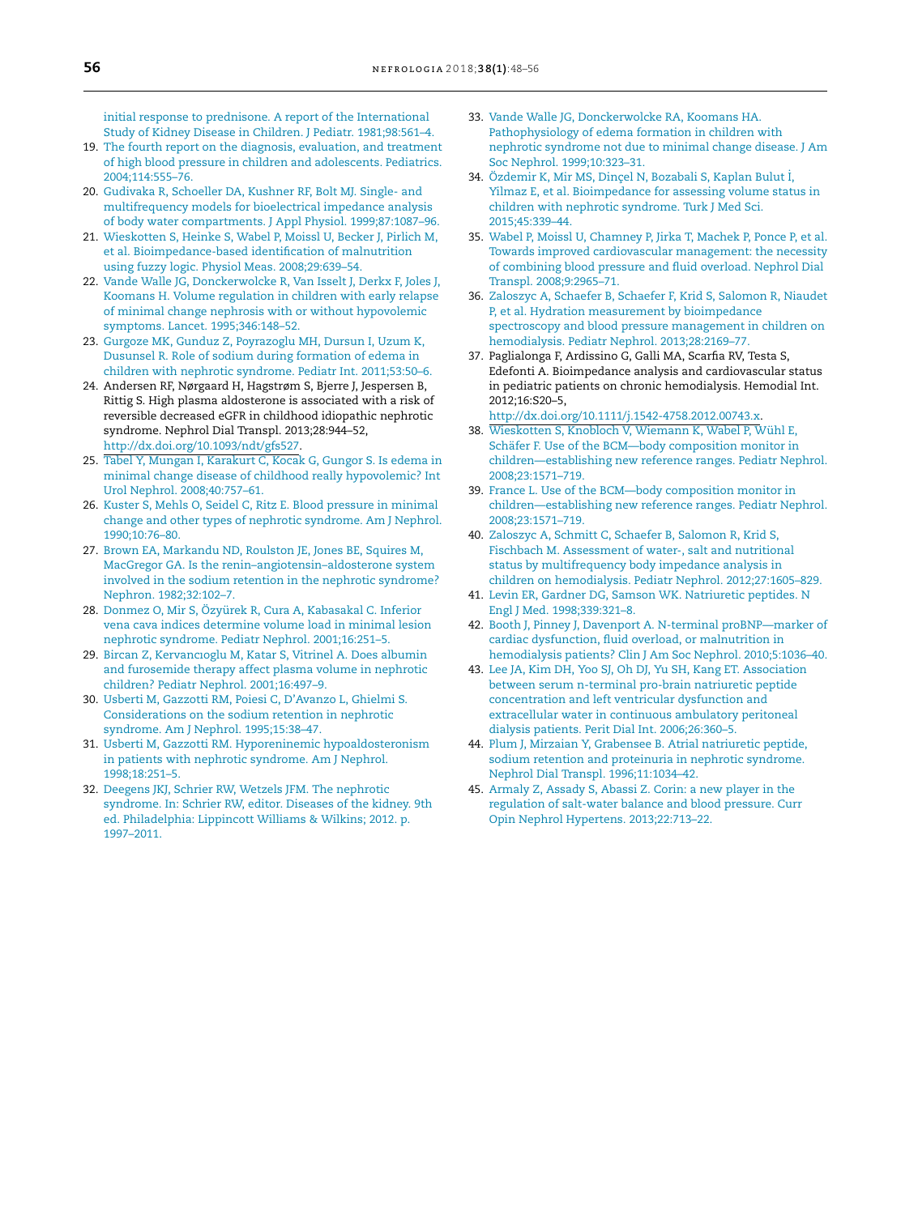initial response to prednisone. A report of the International Study of Kidney Disease in Children. J Pediatr. 1981;98:561–4.

19. The fourth report on the diagnosis, evaluation, and treatment of high blood pressure in children and adolescents. Pediatrics. 2004;114:555–76.
20. Gudivaka R, Schoeller DA, Kushner RF, Bolt MJ. Single- and multifrequency models for bioelectrical impedance analysis of body water compartments. J Appl Physiol. 1999;87:1087–96.
21. Wieskotten S, Heinke S, Wabel P, Moissl U, Becker J, Pirlich M, et al. Bioimpedance-based identification of malnutrition using fuzzy logic. Physiol Meas. 2008;29:639–54.
22. Vande Walle JG, Donckerwolcke R, Van Isselt J, Derkx F, Joles J, Koomans H. Volume regulation in children with early relapse of minimal change nephrosis with or without hypovolemic symptoms. Lancet. 1995;346:148–52.
23. Gurgoze MK, Gunduz Z, Poyrazoglu MH, Dursun I, Uzum K, Dusunsel R. Role of sodium during formation of edema in children with nephrotic syndrome. Pediatr Int. 2011;53:50–6.
24. Andersen RF, Nørgaard H, Hagstrøm S, Bjerre J, Jespersen B, Rittig S. High plasma aldosterone is associated with a risk of reversible decreased eGFR in childhood idiopathic nephrotic syndrome. Nephrol Dial Transpl. 2013;28:944–52, http://dx.doi.org/10.1093/ndt/gfs527.
25. Tabel Y, Mungan I, Karakurt C, Kocak G, Gungor S. Is edema in minimal change disease of childhood really hypovolemic? Int Urol Nephrol. 2008;40:757–61.
26. Kuster S, Mehls O, Seidel C, Ritz E. Blood pressure in minimal change and other types of nephrotic syndrome. Am J Nephrol. 1990;10:76–80.
27. Brown EA, Markandu ND, Roulston JE, Jones BE, Squires M, MacGregor GA. Is the renin–angiotensin–aldosterone system involved in the sodium retention in the nephrotic syndrome? Nephron. 1982;32:102–7.
28. Donmez O, Mir S, Özyürek R, Cura A, Kabasakal C. Inferior vena cava indices determine volume load in minimal lesion nephrotic syndrome. Pediatr Nephrol. 2001;16:251–5.
29. Bircan Z, Kervancıoglu M, Katar S, Vitrinel A. Does albumin and furosemide therapy affect plasma volume in nephrotic children? Pediatr Nephrol. 2001;16:497–9.
30. Usberti M, Gazzotti RM, Poiesi C, D'Avanzo L, Ghielmi S. Considerations on the sodium retention in nephrotic syndrome. Am J Nephrol. 1995;15:38–47.
31. Usberti M, Gazzotti RM. Hyporeninemic hypoaldosteronism in patients with nephrotic syndrome. Am J Nephrol. 1998;18:251–5.
32. Deegens JKJ, Schrier RW, Wetzels JFM. The nephrotic syndrome. In: Schrier RW, editor. Diseases of the kidney. 9th ed. Philadelphia: Lippincott Williams & Wilkins; 2012. p. 1997–2011.
33. Vande Walle JG, Donckerwolcke RA, Koomans HA. Pathophysiology of edema formation in children with nephrotic syndrome not due to minimal change disease. J Am Soc Nephrol. 1999;10:323–31.
34. Özdemir K, Mir MS, Dinçel N, Bozabali S, Kaplan Bulut İ, Yilmaz E, et al. Bioimpedance for assessing volume status in children with nephrotic syndrome. Turk J Med Sci. 2015;45:339–44.
35. Wabel P, Moissl U, Chamney P, Jirka T, Machek P, Ponce P, et al. Towards improved cardiovascular management: the necessity of combining blood pressure and fluid overload. Nephrol Dial Transpl. 2008;9:2965–71.
36. Zaloszyc A, Schaefer B, Schaefer F, Krid S, Salomon R, Niaudet P, et al. Hydration measurement by bioimpedance spectroscopy and blood pressure management in children on hemodialysis. Pediatr Nephrol. 2013;28:2169–77.
37. Paglialonga F, Ardissino G, Galli MA, Scarfia RV, Testa S, Edefonti A. Bioimpedance analysis and cardiovascular status in pediatric patients on chronic hemodialysis. Hemodial Int. 2012;16:S20–5, http://dx.doi.org/10.1111/j.1542-4758.2012.00743.x.
38. Wieskotten S, Knobloch V, Wiemann K, Wabel P, Wühl E, Schäfer F. Use of the BCM—body composition monitor in children—establishing new reference ranges. Pediatr Nephrol. 2008;23:1571–719.
39. France L. Use of the BCM—body composition monitor in children—establishing new reference ranges. Pediatr Nephrol. 2008;23:1571–719.
40. Zaloszyc A, Schmitt C, Schaefer B, Salomon R, Krid S, Fischbach M. Assessment of water-, salt and nutritional status by multifrequency body impedance analysis in children on hemodialysis. Pediatr Nephrol. 2012;27:1605–829.
41. Levin ER, Gardner DG, Samson WK. Natriuretic peptides. N Engl J Med. 1998;339:321–8.
42. Booth J, Pinney J, Davenport A. N-terminal proBNP—marker of cardiac dysfunction, fluid overload, or malnutrition in hemodialysis patients? Clin J Am Soc Nephrol. 2010;5:1036–40.
43. Lee JA, Kim DH, Yoo SJ, Oh DJ, Yu SH, Kang ET. Association between serum n-terminal pro-brain natriuretic peptide concentration and left ventricular dysfunction and extracellular water in continuous ambulatory peritoneal dialysis patients. Perit Dial Int. 2006;26:360–5.
44. Plum J, Mirzaian Y, Grabensee B. Atrial natriuretic peptide, sodium retention and proteinuria in nephrotic syndrome. Nephrol Dial Transpl. 1996;11:1034–42.
45. Armaly Z, Assady S, Abassi Z. Corin: a new player in the regulation of salt-water balance and blood pressure. Curr Opin Nephrol Hypertens. 2013;22:713–22.